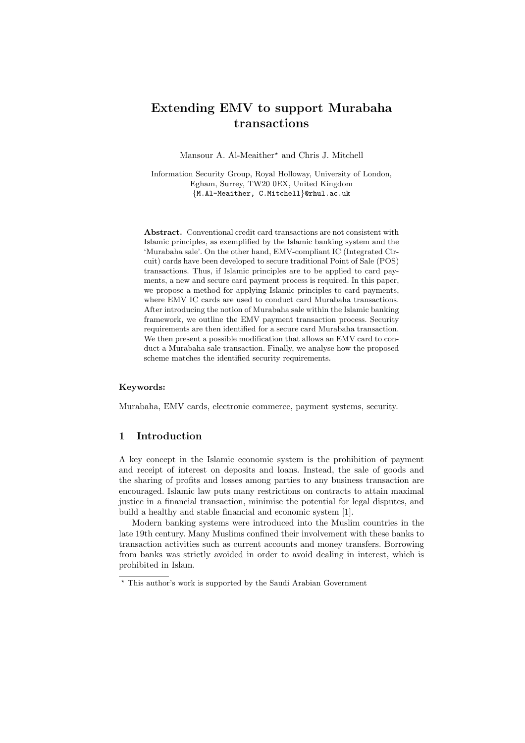# Extending EMV to support Murabaha transactions

Mansour A. Al-Meaither* and Chris J. Mitchell

Information Security Group, Royal Holloway, University of London, Egham, Surrey, TW20 0EX, United Kingdom
{M.Al-Meaither, C.Mitchell}@rhul.ac.uk

**Abstract.** Conventional credit card transactions are not consistent with Islamic principles, as exemplified by the Islamic banking system and the 'Murabaha sale'. On the other hand, EMV-compliant IC (Integrated Circuit) cards have been developed to secure traditional Point of Sale (POS) transactions. Thus, if Islamic principles are to be applied to card payments, a new and secure card payment process is required. In this paper, we propose a method for applying Islamic principles to card payments, where EMV IC cards are used to conduct card Murabaha transactions. After introducing the notion of Murabaha sale within the Islamic banking framework, we outline the EMV payment transaction process. Security requirements are then identified for a secure card Murabaha transaction. We then present a possible modification that allows an EMV card to conduct a Murabaha sale transaction. Finally, we analyse how the proposed scheme matches the identified security requirements.

**Keywords:**

Murabaha, EMV cards, electronic commerce, payment systems, security.

## 1 Introduction

A key concept in the Islamic economic system is the prohibition of payment and receipt of interest on deposits and loans. Instead, the sale of goods and the sharing of profits and losses among parties to any business transaction are encouraged. Islamic law puts many restrictions on contracts to attain maximal justice in a financial transaction, minimise the potential for legal disputes, and build a healthy and stable financial and economic system [1].

Modern banking systems were introduced into the Muslim countries in the late 19th century. Many Muslims confined their involvement with these banks to transaction activities such as current accounts and money transfers. Borrowing from banks was strictly avoided in order to avoid dealing in interest, which is prohibited in Islam.

* This author's work is supported by the Saudi Arabian Government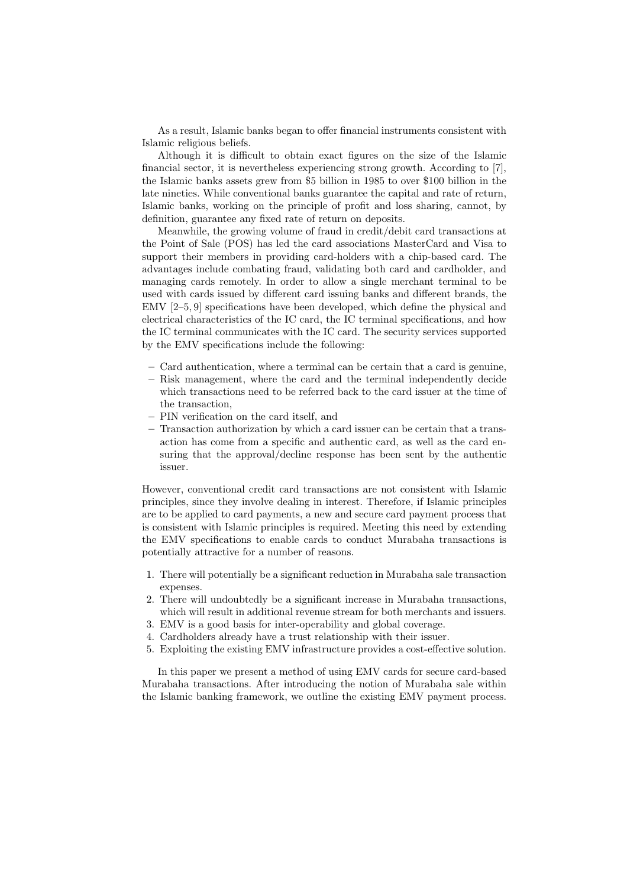As a result, Islamic banks began to offer financial instruments consistent with Islamic religious beliefs.

Although it is difficult to obtain exact figures on the size of the Islamic financial sector, it is nevertheless experiencing strong growth. According to [7], the Islamic banks assets grew from $5 billion in 1985 to over $100 billion in the late nineties. While conventional banks guarantee the capital and rate of return, Islamic banks, working on the principle of profit and loss sharing, cannot, by definition, guarantee any fixed rate of return on deposits.

Meanwhile, the growing volume of fraud in credit/debit card transactions at the Point of Sale (POS) has led the card associations MasterCard and Visa to support their members in providing card-holders with a chip-based card. The advantages include combating fraud, validating both card and cardholder, and managing cards remotely. In order to allow a single merchant terminal to be used with cards issued by different card issuing banks and different brands, the EMV [2–5, 9] specifications have been developed, which define the physical and electrical characteristics of the IC card, the IC terminal specifications, and how the IC terminal communicates with the IC card. The security services supported by the EMV specifications include the following:

- Card authentication, where a terminal can be certain that a card is genuine,
- Risk management, where the card and the terminal independently decide which transactions need to be referred back to the card issuer at the time of the transaction,
- PIN verification on the card itself, and
- Transaction authorization by which a card issuer can be certain that a transaction has come from a specific and authentic card, as well as the card ensuring that the approval/decline response has been sent by the authentic issuer.

However, conventional credit card transactions are not consistent with Islamic principles, since they involve dealing in interest. Therefore, if Islamic principles are to be applied to card payments, a new and secure card payment process that is consistent with Islamic principles is required. Meeting this need by extending the EMV specifications to enable cards to conduct Murabaha transactions is potentially attractive for a number of reasons.

1. There will potentially be a significant reduction in Murabaha sale transaction expenses.
2. There will undoubtedly be a significant increase in Murabaha transactions, which will result in additional revenue stream for both merchants and issuers.
3. EMV is a good basis for inter-operability and global coverage.
4. Cardholders already have a trust relationship with their issuer.
5. Exploiting the existing EMV infrastructure provides a cost-effective solution.

In this paper we present a method of using EMV cards for secure card-based Murabaha transactions. After introducing the notion of Murabaha sale within the Islamic banking framework, we outline the existing EMV payment process.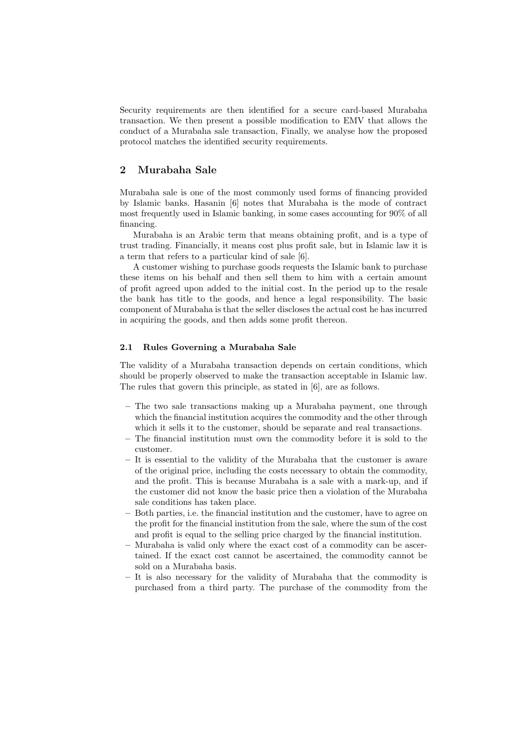Security requirements are then identified for a secure card-based Murabaha transaction. We then present a possible modification to EMV that allows the conduct of a Murabaha sale transaction, Finally, we analyse how the proposed protocol matches the identified security requirements.

## 2 Murabaha Sale

Murabaha sale is one of the most commonly used forms of financing provided by Islamic banks. Hasanin [6] notes that Murabaha is the mode of contract most frequently used in Islamic banking, in some cases accounting for 90% of all financing.

Murabaha is an Arabic term that means obtaining profit, and is a type of trust trading. Financially, it means cost plus profit sale, but in Islamic law it is a term that refers to a particular kind of sale [6].

A customer wishing to purchase goods requests the Islamic bank to purchase these items on his behalf and then sell them to him with a certain amount of profit agreed upon added to the initial cost. In the period up to the resale the bank has title to the goods, and hence a legal responsibility. The basic component of Murabaha is that the seller discloses the actual cost he has incurred in acquiring the goods, and then adds some profit thereon.

### 2.1 Rules Governing a Murabaha Sale

The validity of a Murabaha transaction depends on certain conditions, which should be properly observed to make the transaction acceptable in Islamic law. The rules that govern this principle, as stated in [6], are as follows.

- The two sale transactions making up a Murabaha payment, one through which the financial institution acquires the commodity and the other through which it sells it to the customer, should be separate and real transactions.
- The financial institution must own the commodity before it is sold to the customer.
- It is essential to the validity of the Murabaha that the customer is aware of the original price, including the costs necessary to obtain the commodity, and the profit. This is because Murabaha is a sale with a mark-up, and if the customer did not know the basic price then a violation of the Murabaha sale conditions has taken place.
- Both parties, i.e. the financial institution and the customer, have to agree on the profit for the financial institution from the sale, where the sum of the cost and profit is equal to the selling price charged by the financial institution.
- Murabaha is valid only where the exact cost of a commodity can be ascertained. If the exact cost cannot be ascertained, the commodity cannot be sold on a Murabaha basis.
- It is also necessary for the validity of Murabaha that the commodity is purchased from a third party. The purchase of the commodity from the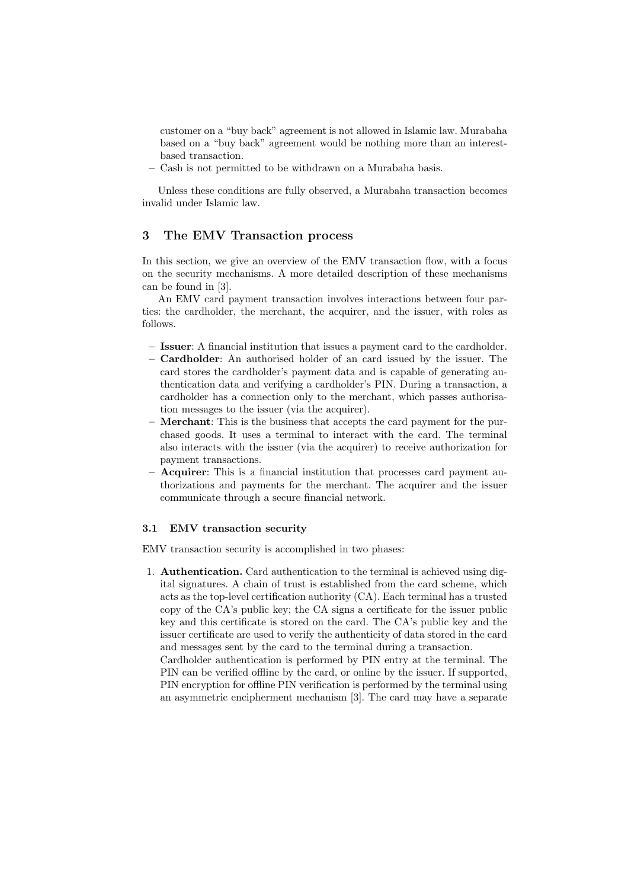customer on a "buy back" agreement is not allowed in Islamic law. Murabaha based on a "buy back" agreement would be nothing more than an interest-based transaction.

– Cash is not permitted to be withdrawn on a Murabaha basis.

Unless these conditions are fully observed, a Murabaha transaction becomes invalid under Islamic law.

## 3 The EMV Transaction process

In this section, we give an overview of the EMV transaction flow, with a focus on the security mechanisms. A more detailed description of these mechanisms can be found in [3].

An EMV card payment transaction involves interactions between four parties: the cardholder, the merchant, the acquirer, and the issuer, with roles as follows.

- **Issuer**: A financial institution that issues a payment card to the cardholder.
- **Cardholder**: An authorised holder of an card issued by the issuer. The card stores the cardholder's payment data and is capable of generating authentication data and verifying a cardholder's PIN. During a transaction, a cardholder has a connection only to the merchant, which passes authorisation messages to the issuer (via the acquirer).
- **Merchant**: This is the business that accepts the card payment for the purchased goods. It uses a terminal to interact with the card. The terminal also interacts with the issuer (via the acquirer) to receive authorization for payment transactions.
- **Acquirer**: This is a financial institution that processes card payment authorizations and payments for the merchant. The acquirer and the issuer communicate through a secure financial network.

### 3.1 EMV transaction security

EMV transaction security is accomplished in two phases:

1. **Authentication.** Card authentication to the terminal is achieved using digital signatures. A chain of trust is established from the card scheme, which acts as the top-level certification authority (CA). Each terminal has a trusted copy of the CA's public key; the CA signs a certificate for the issuer public key and this certificate is stored on the card. The CA's public key and the issuer certificate are used to verify the authenticity of data stored in the card and messages sent by the card to the terminal during a transaction.
   Cardholder authentication is performed by PIN entry at the terminal. The PIN can be verified offline by the card, or online by the issuer. If supported, PIN encryption for offline PIN verification is performed by the terminal using an asymmetric encipherment mechanism [3]. The card may have a separate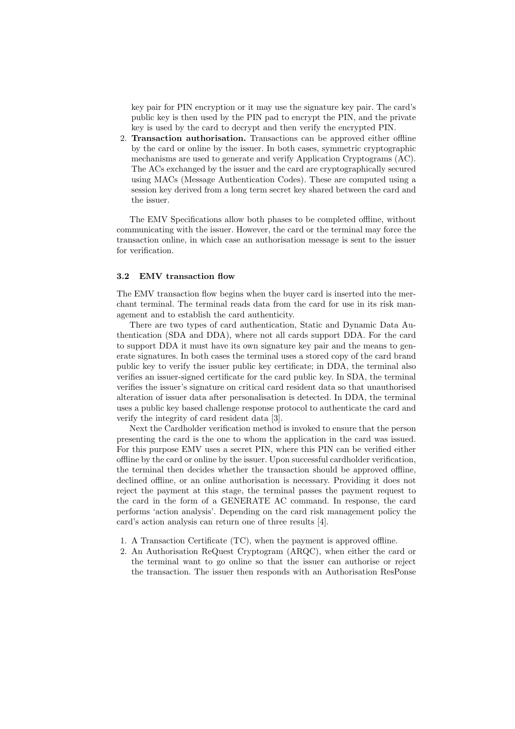key pair for PIN encryption or it may use the signature key pair. The card's public key is then used by the PIN pad to encrypt the PIN, and the private key is used by the card to decrypt and then verify the encrypted PIN.

2. **Transaction authorisation.** Transactions can be approved either offline by the card or online by the issuer. In both cases, symmetric cryptographic mechanisms are used to generate and verify Application Cryptograms (AC). The ACs exchanged by the issuer and the card are cryptographically secured using MACs (Message Authentication Codes). These are computed using a session key derived from a long term secret key shared between the card and the issuer.

The EMV Specifications allow both phases to be completed offline, without communicating with the issuer. However, the card or the terminal may force the transaction online, in which case an authorisation message is sent to the issuer for verification.

### 3.2 EMV transaction flow

The EMV transaction flow begins when the buyer card is inserted into the merchant terminal. The terminal reads data from the card for use in its risk management and to establish the card authenticity.

There are two types of card authentication, Static and Dynamic Data Authentication (SDA and DDA), where not all cards support DDA. For the card to support DDA it must have its own signature key pair and the means to generate signatures. In both cases the terminal uses a stored copy of the card brand public key to verify the issuer public key certificate; in DDA, the terminal also verifies an issuer-signed certificate for the card public key. In SDA, the terminal verifies the issuer's signature on critical card resident data so that unauthorised alteration of issuer data after personalisation is detected. In DDA, the terminal uses a public key based challenge response protocol to authenticate the card and verify the integrity of card resident data [3].

Next the Cardholder verification method is invoked to ensure that the person presenting the card is the one to whom the application in the card was issued. For this purpose EMV uses a secret PIN, where this PIN can be verified either offline by the card or online by the issuer. Upon successful cardholder verification, the terminal then decides whether the transaction should be approved offline, declined offline, or an online authorisation is necessary. Providing it does not reject the payment at this stage, the terminal passes the payment request to the card in the form of a GENERATE AC command. In response, the card performs 'action analysis'. Depending on the card risk management policy the card's action analysis can return one of three results [4].

1. A Transaction Certificate (TC), when the payment is approved offline.
2. An Authorisation ReQuest Cryptogram (ARQC), when either the card or the terminal want to go online so that the issuer can authorise or reject the transaction. The issuer then responds with an Authorisation ResPonse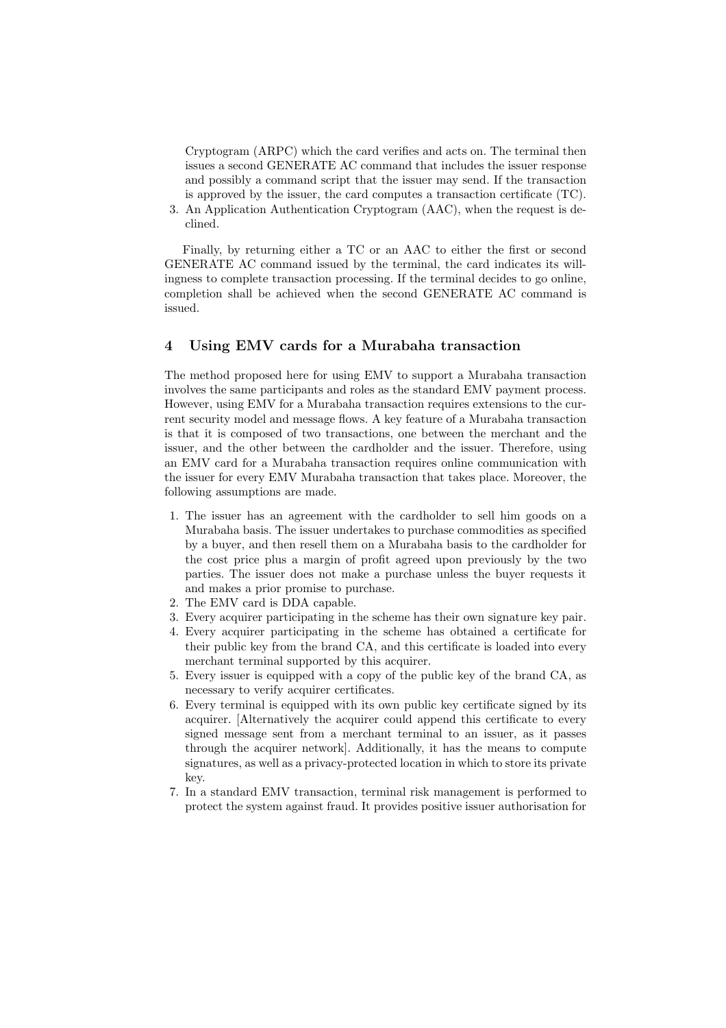Cryptogram (ARPC) which the card verifies and acts on. The terminal then issues a second GENERATE AC command that includes the issuer response and possibly a command script that the issuer may send. If the transaction is approved by the issuer, the card computes a transaction certificate (TC).

3. An Application Authentication Cryptogram (AAC), when the request is declined.

Finally, by returning either a TC or an AAC to either the first or second GENERATE AC command issued by the terminal, the card indicates its willingness to complete transaction processing. If the terminal decides to go online, completion shall be achieved when the second GENERATE AC command is issued.

## 4 Using EMV cards for a Murabaha transaction

The method proposed here for using EMV to support a Murabaha transaction involves the same participants and roles as the standard EMV payment process. However, using EMV for a Murabaha transaction requires extensions to the current security model and message flows. A key feature of a Murabaha transaction is that it is composed of two transactions, one between the merchant and the issuer, and the other between the cardholder and the issuer. Therefore, using an EMV card for a Murabaha transaction requires online communication with the issuer for every EMV Murabaha transaction that takes place. Moreover, the following assumptions are made.

1. The issuer has an agreement with the cardholder to sell him goods on a Murabaha basis. The issuer undertakes to purchase commodities as specified by a buyer, and then resell them on a Murabaha basis to the cardholder for the cost price plus a margin of profit agreed upon previously by the two parties. The issuer does not make a purchase unless the buyer requests it and makes a prior promise to purchase.
2. The EMV card is DDA capable.
3. Every acquirer participating in the scheme has their own signature key pair.
4. Every acquirer participating in the scheme has obtained a certificate for their public key from the brand CA, and this certificate is loaded into every merchant terminal supported by this acquirer.
5. Every issuer is equipped with a copy of the public key of the brand CA, as necessary to verify acquirer certificates.
6. Every terminal is equipped with its own public key certificate signed by its acquirer. [Alternatively the acquirer could append this certificate to every signed message sent from a merchant terminal to an issuer, as it passes through the acquirer network]. Additionally, it has the means to compute signatures, as well as a privacy-protected location in which to store its private key.
7. In a standard EMV transaction, terminal risk management is performed to protect the system against fraud. It provides positive issuer authorisation for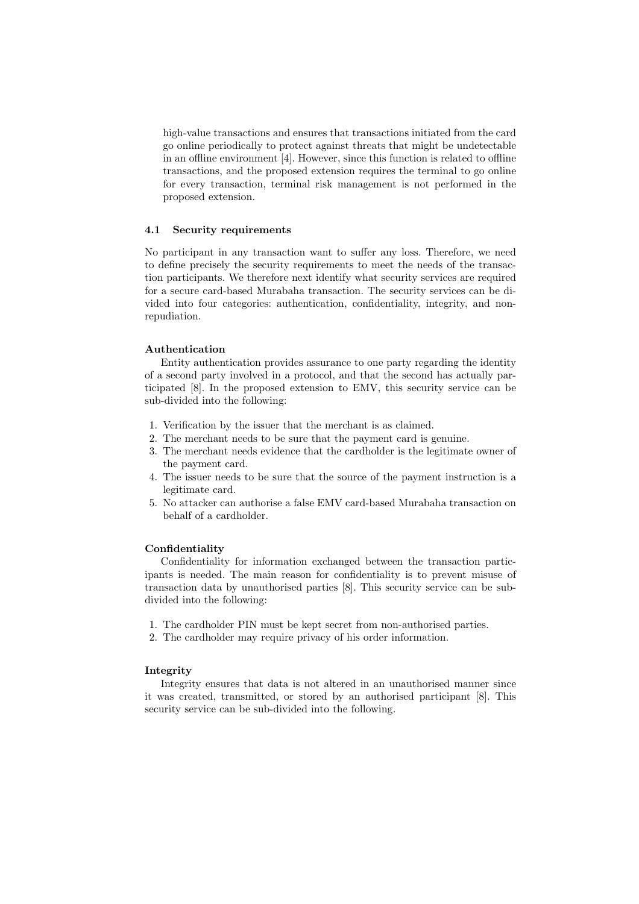high-value transactions and ensures that transactions initiated from the card go online periodically to protect against threats that might be undetectable in an offline environment [4]. However, since this function is related to offline transactions, and the proposed extension requires the terminal to go online for every transaction, terminal risk management is not performed in the proposed extension.

### 4.1 Security requirements

No participant in any transaction want to suffer any loss. Therefore, we need to define precisely the security requirements to meet the needs of the transaction participants. We therefore next identify what security services are required for a secure card-based Murabaha transaction. The security services can be divided into four categories: authentication, confidentiality, integrity, and non-repudiation.

**Authentication**

Entity authentication provides assurance to one party regarding the identity of a second party involved in a protocol, and that the second has actually participated [8]. In the proposed extension to EMV, this security service can be sub-divided into the following:

1. Verification by the issuer that the merchant is as claimed.
2. The merchant needs to be sure that the payment card is genuine.
3. The merchant needs evidence that the cardholder is the legitimate owner of the payment card.
4. The issuer needs to be sure that the source of the payment instruction is a legitimate card.
5. No attacker can authorise a false EMV card-based Murabaha transaction on behalf of a cardholder.

**Confidentiality**

Confidentiality for information exchanged between the transaction participants is needed. The main reason for confidentiality is to prevent misuse of transaction data by unauthorised parties [8]. This security service can be sub-divided into the following:

1. The cardholder PIN must be kept secret from non-authorised parties.
2. The cardholder may require privacy of his order information.

**Integrity**

Integrity ensures that data is not altered in an unauthorised manner since it was created, transmitted, or stored by an authorised participant [8]. This security service can be sub-divided into the following.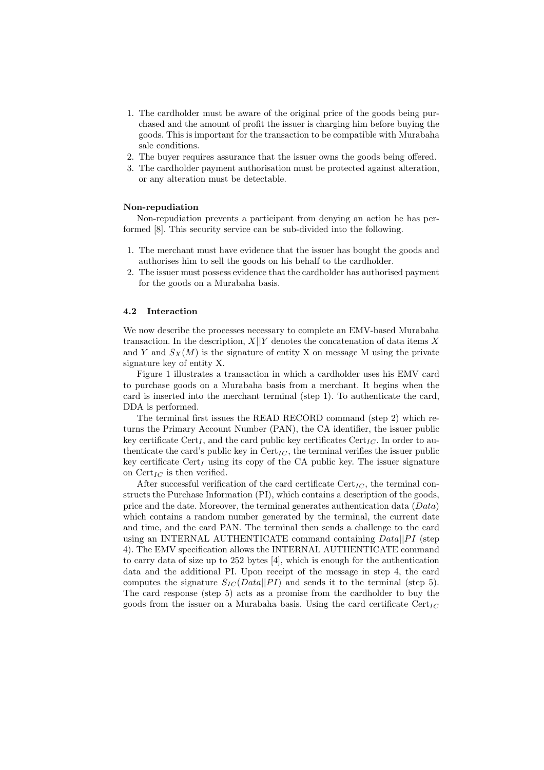1. The cardholder must be aware of the original price of the goods being purchased and the amount of profit the issuer is charging him before buying the goods. This is important for the transaction to be compatible with Murabaha sale conditions.
2. The buyer requires assurance that the issuer owns the goods being offered.
3. The cardholder payment authorisation must be protected against alteration, or any alteration must be detectable.

**Non-repudiation**

Non-repudiation prevents a participant from denying an action he has performed [8]. This security service can be sub-divided into the following.

1. The merchant must have evidence that the issuer has bought the goods and authorises him to sell the goods on his behalf to the cardholder.
2. The issuer must possess evidence that the cardholder has authorised payment for the goods on a Murabaha basis.

### 4.2 Interaction

We now describe the processes necessary to complete an EMV-based Murabaha transaction. In the description, $X||Y$ denotes the concatenation of data items $X$ and $Y$ and $S_X(M)$ is the signature of entity X on message M using the private signature key of entity X.

Figure 1 illustrates a transaction in which a cardholder uses his EMV card to purchase goods on a Murabaha basis from a merchant. It begins when the card is inserted into the merchant terminal (step 1). To authenticate the card, DDA is performed.

The terminal first issues the READ RECORD command (step 2) which returns the Primary Account Number (PAN), the CA identifier, the issuer public key certificate $\text{Cert}_I$, and the card public key certificates $\text{Cert}_{IC}$. In order to authenticate the card's public key in $\text{Cert}_{IC}$, the terminal verifies the issuer public key certificate $\text{Cert}_I$ using its copy of the CA public key. The issuer signature on $\text{Cert}_{IC}$ is then verified.

After successful verification of the card certificate $\text{Cert}_{IC}$, the terminal constructs the Purchase Information (PI), which contains a description of the goods, price and the date. Moreover, the terminal generates authentication data ($Data$) which contains a random number generated by the terminal, the current date and time, and the card PAN. The terminal then sends a challenge to the card using an INTERNAL AUTHENTICATE command containing $Data||PI$ (step 4). The EMV specification allows the INTERNAL AUTHENTICATE command to carry data of size up to 252 bytes [4], which is enough for the authentication data and the additional PI. Upon receipt of the message in step 4, the card computes the signature $S_{IC}(Data||PI)$ and sends it to the terminal (step 5). The card response (step 5) acts as a promise from the cardholder to buy the goods from the issuer on a Murabaha basis. Using the card certificate $\text{Cert}_{IC}$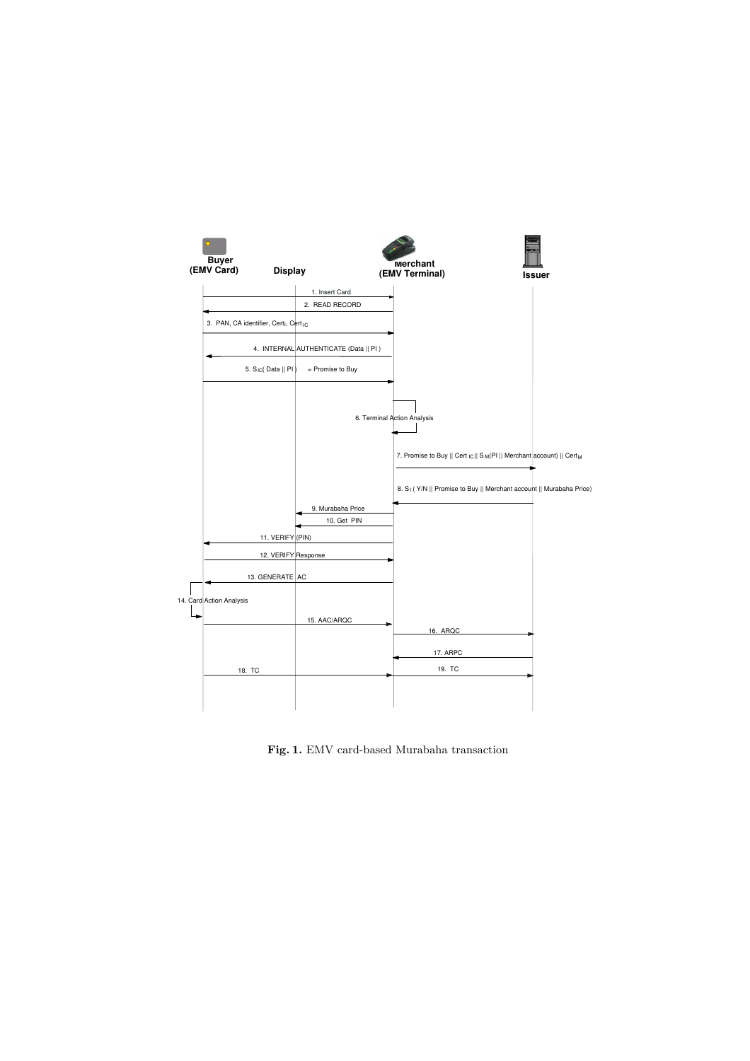Buyer (EMV Card) | Display | Merchant (EMV Terminal) | Issuer

1. Insert Card
2. READ RECORD
3. PAN, CA identifier, $Cert_I$, $Cert_{IC}$
4. INTERNAL AUTHENTICATE (Data || PI )
5. $S_{IC}$( Data || PI ) = Promise to Buy
6. Terminal Action Analysis
7. Promise to Buy || $Cert_{IC}$ || $S_M$(PI || Merchant account) || $Cert_M$
8. $S_I$ ( Y/N || Promise to Buy || Merchant account || Murabaha Price)
9. Murabaha Price
10. Get PIN
11. VERIFY (PIN)
12. VERIFY Response
13. GENERATE AC
14. Card Action Analysis
15. AAC/ARQC
16. ARQC
17. ARPC
18. TC
19. TC

**Fig. 1.** EMV card-based Murabaha transaction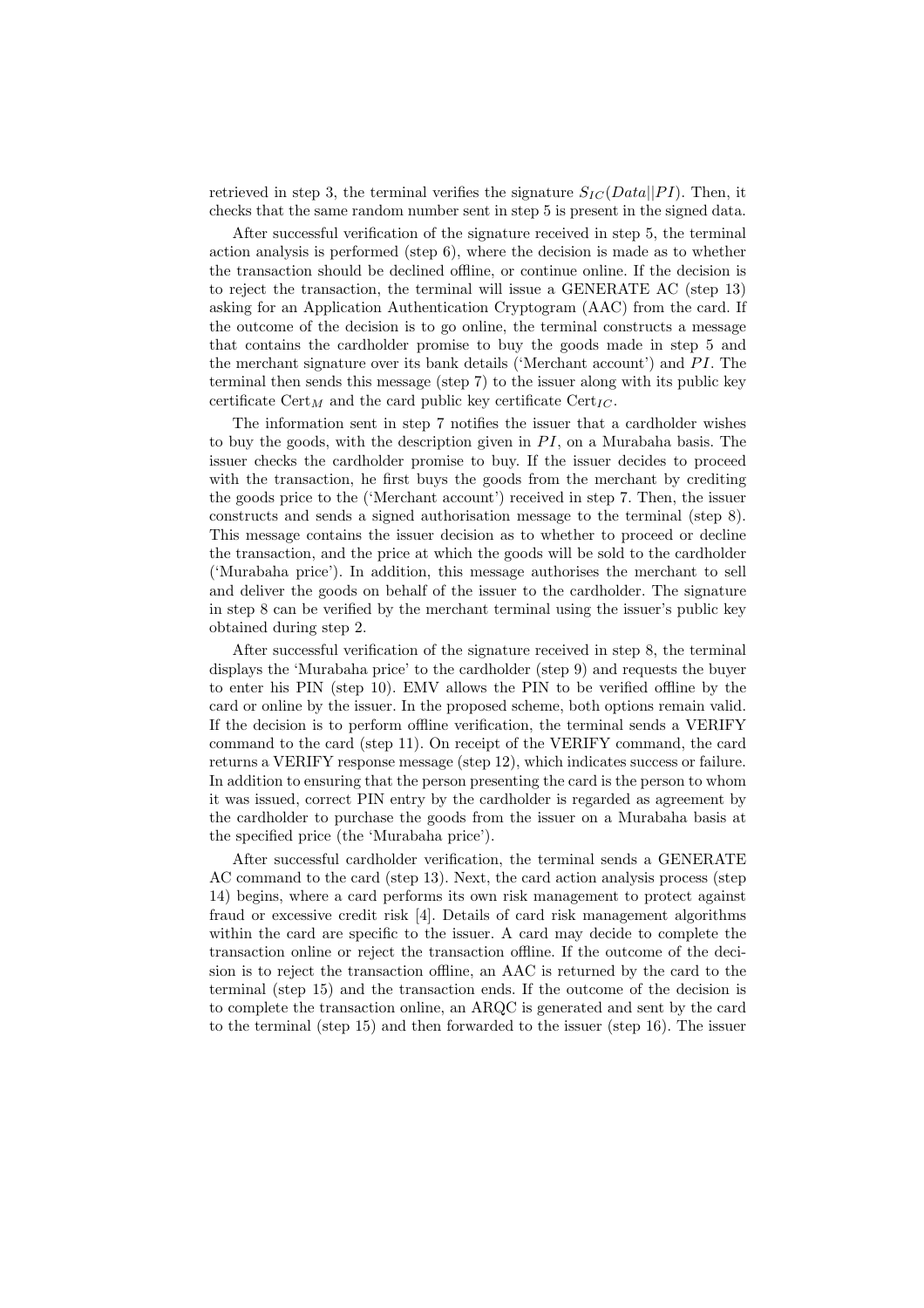retrieved in step 3, the terminal verifies the signature $S_{IC}(Data||PI)$. Then, it checks that the same random number sent in step 5 is present in the signed data.

After successful verification of the signature received in step 5, the terminal action analysis is performed (step 6), where the decision is made as to whether the transaction should be declined offline, or continue online. If the decision is to reject the transaction, the terminal will issue a GENERATE AC (step 13) asking for an Application Authentication Cryptogram (AAC) from the card. If the outcome of the decision is to go online, the terminal constructs a message that contains the cardholder promise to buy the goods made in step 5 and the merchant signature over its bank details ('Merchant account') and $PI$. The terminal then sends this message (step 7) to the issuer along with its public key certificate $\text{Cert}_M$ and the card public key certificate $\text{Cert}_{IC}$.

The information sent in step 7 notifies the issuer that a cardholder wishes to buy the goods, with the description given in $PI$, on a Murabaha basis. The issuer checks the cardholder promise to buy. If the issuer decides to proceed with the transaction, he first buys the goods from the merchant by crediting the goods price to the ('Merchant account') received in step 7. Then, the issuer constructs and sends a signed authorisation message to the terminal (step 8). This message contains the issuer decision as to whether to proceed or decline the transaction, and the price at which the goods will be sold to the cardholder ('Murabaha price'). In addition, this message authorises the merchant to sell and deliver the goods on behalf of the issuer to the cardholder. The signature in step 8 can be verified by the merchant terminal using the issuer's public key obtained during step 2.

After successful verification of the signature received in step 8, the terminal displays the 'Murabaha price' to the cardholder (step 9) and requests the buyer to enter his PIN (step 10). EMV allows the PIN to be verified offline by the card or online by the issuer. In the proposed scheme, both options remain valid. If the decision is to perform offline verification, the terminal sends a VERIFY command to the card (step 11). On receipt of the VERIFY command, the card returns a VERIFY response message (step 12), which indicates success or failure. In addition to ensuring that the person presenting the card is the person to whom it was issued, correct PIN entry by the cardholder is regarded as agreement by the cardholder to purchase the goods from the issuer on a Murabaha basis at the specified price (the 'Murabaha price').

After successful cardholder verification, the terminal sends a GENERATE AC command to the card (step 13). Next, the card action analysis process (step 14) begins, where a card performs its own risk management to protect against fraud or excessive credit risk [4]. Details of card risk management algorithms within the card are specific to the issuer. A card may decide to complete the transaction online or reject the transaction offline. If the outcome of the decision is to reject the transaction offline, an AAC is returned by the card to the terminal (step 15) and the transaction ends. If the outcome of the decision is to complete the transaction online, an ARQC is generated and sent by the card to the terminal (step 15) and then forwarded to the issuer (step 16). The issuer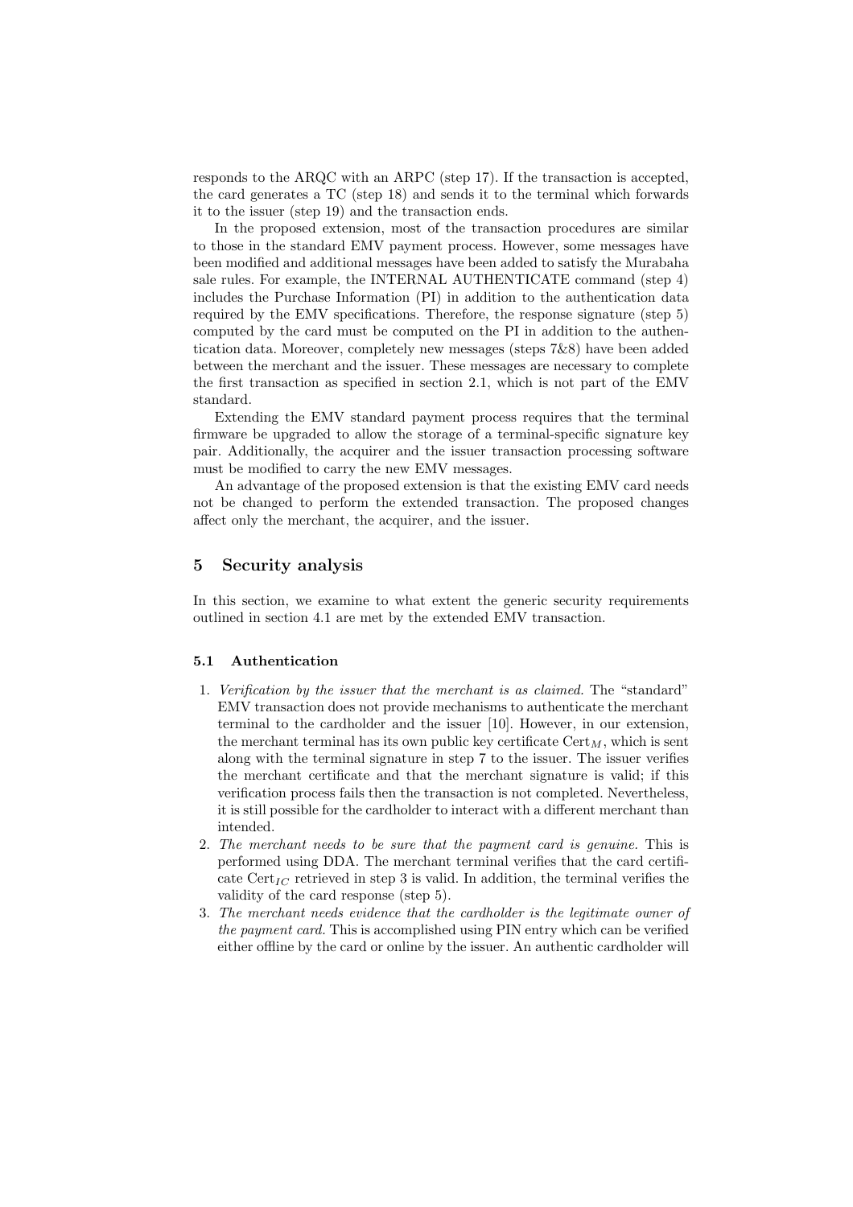responds to the ARQC with an ARPC (step 17). If the transaction is accepted, the card generates a TC (step 18) and sends it to the terminal which forwards it to the issuer (step 19) and the transaction ends.

In the proposed extension, most of the transaction procedures are similar to those in the standard EMV payment process. However, some messages have been modified and additional messages have been added to satisfy the Murabaha sale rules. For example, the INTERNAL AUTHENTICATE command (step 4) includes the Purchase Information (PI) in addition to the authentication data required by the EMV specifications. Therefore, the response signature (step 5) computed by the card must be computed on the PI in addition to the authentication data. Moreover, completely new messages (steps 7&8) have been added between the merchant and the issuer. These messages are necessary to complete the first transaction as specified in section 2.1, which is not part of the EMV standard.

Extending the EMV standard payment process requires that the terminal firmware be upgraded to allow the storage of a terminal-specific signature key pair. Additionally, the acquirer and the issuer transaction processing software must be modified to carry the new EMV messages.

An advantage of the proposed extension is that the existing EMV card needs not be changed to perform the extended transaction. The proposed changes affect only the merchant, the acquirer, and the issuer.

## 5 Security analysis

In this section, we examine to what extent the generic security requirements outlined in section 4.1 are met by the extended EMV transaction.

### 5.1 Authentication

1. *Verification by the issuer that the merchant is as claimed.* The "standard" EMV transaction does not provide mechanisms to authenticate the merchant terminal to the cardholder and the issuer [10]. However, in our extension, the merchant terminal has its own public key certificate $\text{Cert}_M$, which is sent along with the terminal signature in step 7 to the issuer. The issuer verifies the merchant certificate and that the merchant signature is valid; if this verification process fails then the transaction is not completed. Nevertheless, it is still possible for the cardholder to interact with a different merchant than intended.
2. *The merchant needs to be sure that the payment card is genuine.* This is performed using DDA. The merchant terminal verifies that the card certificate $\text{Cert}_{IC}$ retrieved in step 3 is valid. In addition, the terminal verifies the validity of the card response (step 5).
3. *The merchant needs evidence that the cardholder is the legitimate owner of the payment card.* This is accomplished using PIN entry which can be verified either offline by the card or online by the issuer. An authentic cardholder will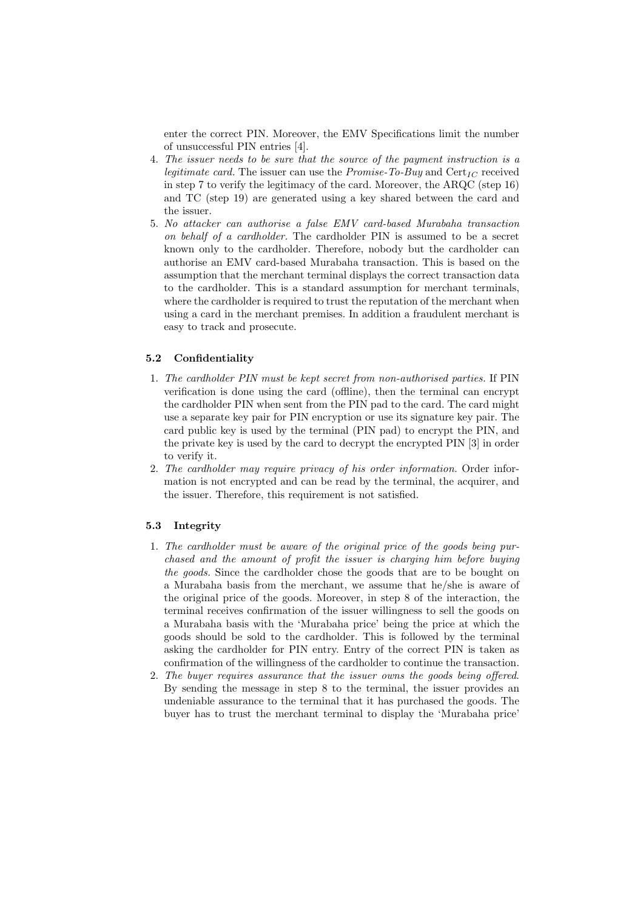enter the correct PIN. Moreover, the EMV Specifications limit the number of unsuccessful PIN entries [4].

4. *The issuer needs to be sure that the source of the payment instruction is a legitimate card.* The issuer can use the *Promise-To-Buy* and $\text{Cert}_{IC}$ received in step 7 to verify the legitimacy of the card. Moreover, the ARQC (step 16) and TC (step 19) are generated using a key shared between the card and the issuer.
5. *No attacker can authorise a false EMV card-based Murabaha transaction on behalf of a cardholder.* The cardholder PIN is assumed to be a secret known only to the cardholder. Therefore, nobody but the cardholder can authorise an EMV card-based Murabaha transaction. This is based on the assumption that the merchant terminal displays the correct transaction data to the cardholder. This is a standard assumption for merchant terminals, where the cardholder is required to trust the reputation of the merchant when using a card in the merchant premises. In addition a fraudulent merchant is easy to track and prosecute.

### 5.2 Confidentiality

1. *The cardholder PIN must be kept secret from non-authorised parties.* If PIN verification is done using the card (offline), then the terminal can encrypt the cardholder PIN when sent from the PIN pad to the card. The card might use a separate key pair for PIN encryption or use its signature key pair. The card public key is used by the terminal (PIN pad) to encrypt the PIN, and the private key is used by the card to decrypt the encrypted PIN [3] in order to verify it.
2. *The cardholder may require privacy of his order information.* Order information is not encrypted and can be read by the terminal, the acquirer, and the issuer. Therefore, this requirement is not satisfied.

### 5.3 Integrity

1. *The cardholder must be aware of the original price of the goods being purchased and the amount of profit the issuer is charging him before buying the goods.* Since the cardholder chose the goods that are to be bought on a Murabaha basis from the merchant, we assume that he/she is aware of the original price of the goods. Moreover, in step 8 of the interaction, the terminal receives confirmation of the issuer willingness to sell the goods on a Murabaha basis with the 'Murabaha price' being the price at which the goods should be sold to the cardholder. This is followed by the terminal asking the cardholder for PIN entry. Entry of the correct PIN is taken as confirmation of the willingness of the cardholder to continue the transaction.
2. *The buyer requires assurance that the issuer owns the goods being offered.* By sending the message in step 8 to the terminal, the issuer provides an undeniable assurance to the terminal that it has purchased the goods. The buyer has to trust the merchant terminal to display the 'Murabaha price'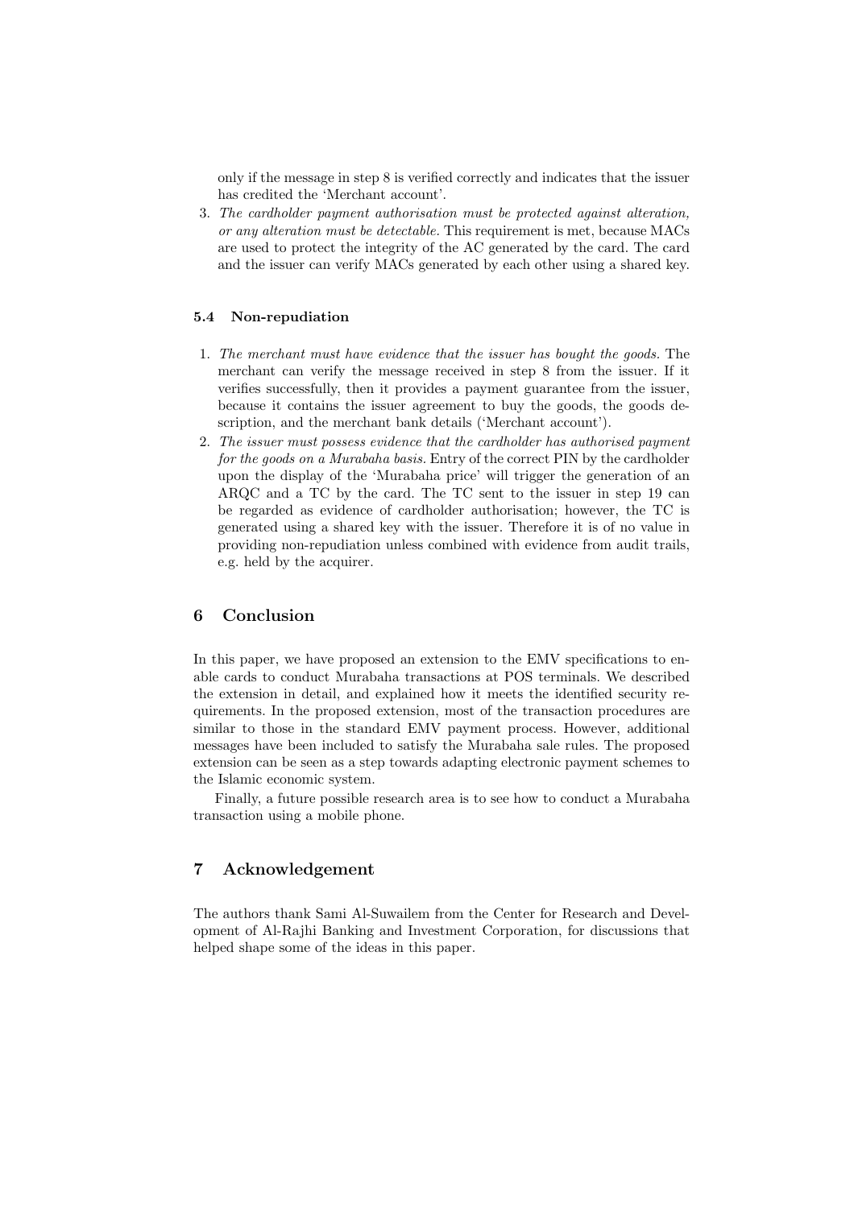only if the message in step 8 is verified correctly and indicates that the issuer has credited the 'Merchant account'.

3. *The cardholder payment authorisation must be protected against alteration, or any alteration must be detectable.* This requirement is met, because MACs are used to protect the integrity of the AC generated by the card. The card and the issuer can verify MACs generated by each other using a shared key.

### 5.4 Non-repudiation

1. *The merchant must have evidence that the issuer has bought the goods.* The merchant can verify the message received in step 8 from the issuer. If it verifies successfully, then it provides a payment guarantee from the issuer, because it contains the issuer agreement to buy the goods, the goods description, and the merchant bank details ('Merchant account').
2. *The issuer must possess evidence that the cardholder has authorised payment for the goods on a Murabaha basis.* Entry of the correct PIN by the cardholder upon the display of the 'Murabaha price' will trigger the generation of an ARQC and a TC by the card. The TC sent to the issuer in step 19 can be regarded as evidence of cardholder authorisation; however, the TC is generated using a shared key with the issuer. Therefore it is of no value in providing non-repudiation unless combined with evidence from audit trails, e.g. held by the acquirer.

## 6 Conclusion

In this paper, we have proposed an extension to the EMV specifications to enable cards to conduct Murabaha transactions at POS terminals. We described the extension in detail, and explained how it meets the identified security requirements. In the proposed extension, most of the transaction procedures are similar to those in the standard EMV payment process. However, additional messages have been included to satisfy the Murabaha sale rules. The proposed extension can be seen as a step towards adapting electronic payment schemes to the Islamic economic system.

Finally, a future possible research area is to see how to conduct a Murabaha transaction using a mobile phone.

## 7 Acknowledgement

The authors thank Sami Al-Suwailem from the Center for Research and Development of Al-Rajhi Banking and Investment Corporation, for discussions that helped shape some of the ideas in this paper.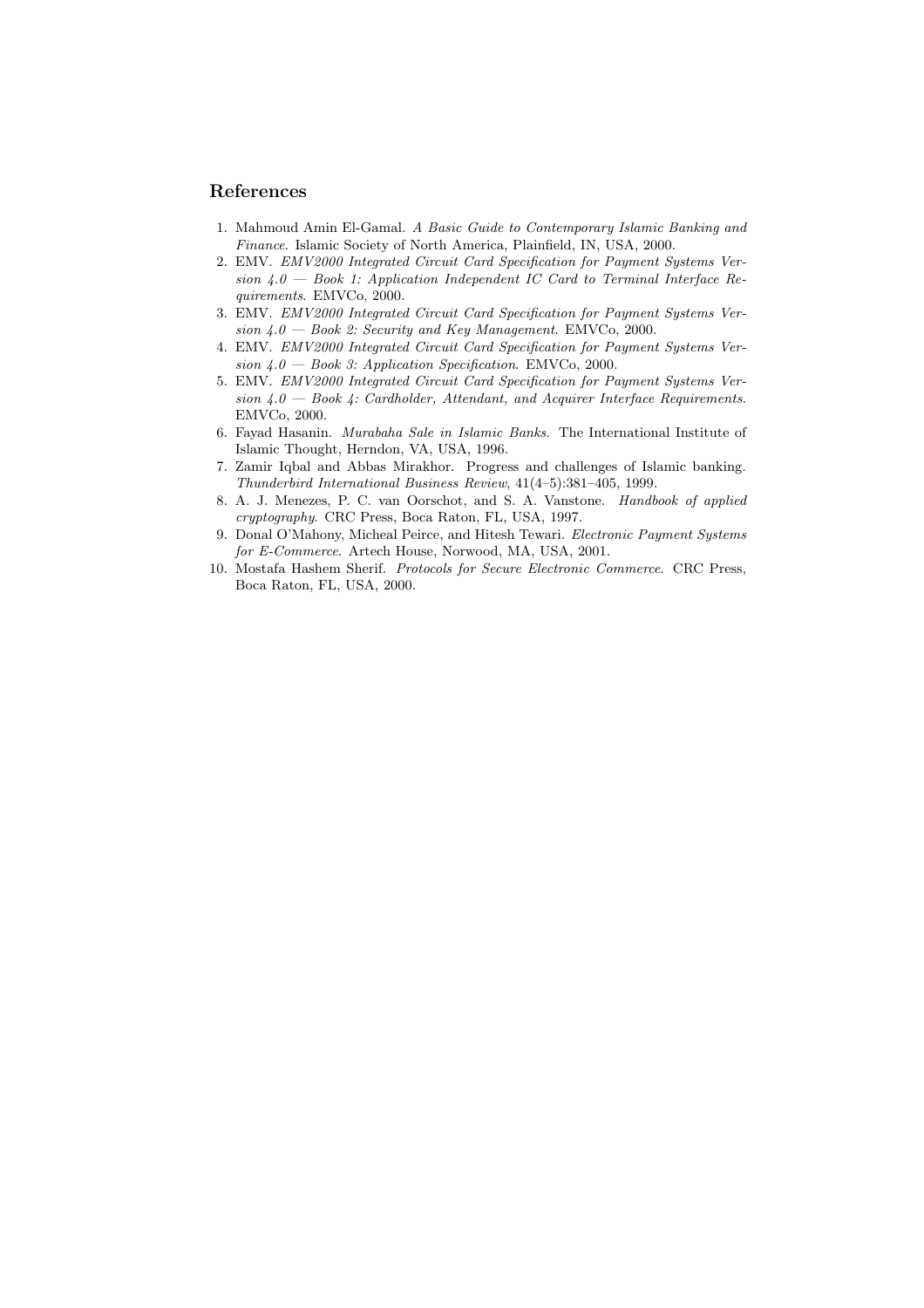## References

1. Mahmoud Amin El-Gamal. *A Basic Guide to Contemporary Islamic Banking and Finance*. Islamic Society of North America, Plainfield, IN, USA, 2000.
2. EMV. *EMV2000 Integrated Circuit Card Specification for Payment Systems Version 4.0 — Book 1: Application Independent IC Card to Terminal Interface Requirements*. EMVCo, 2000.
3. EMV. *EMV2000 Integrated Circuit Card Specification for Payment Systems Version 4.0 — Book 2: Security and Key Management*. EMVCo, 2000.
4. EMV. *EMV2000 Integrated Circuit Card Specification for Payment Systems Version 4.0 — Book 3: Application Specification*. EMVCo, 2000.
5. EMV. *EMV2000 Integrated Circuit Card Specification for Payment Systems Version 4.0 — Book 4: Cardholder, Attendant, and Acquirer Interface Requirements*. EMVCo, 2000.
6. Fayad Hasanin. *Murabaha Sale in Islamic Banks*. The International Institute of Islamic Thought, Herndon, VA, USA, 1996.
7. Zamir Iqbal and Abbas Mirakhor. Progress and challenges of Islamic banking. *Thunderbird International Business Review*, 41(4–5):381–405, 1999.
8. A. J. Menezes, P. C. van Oorschot, and S. A. Vanstone. *Handbook of applied cryptography*. CRC Press, Boca Raton, FL, USA, 1997.
9. Donal O'Mahony, Micheal Peirce, and Hitesh Tewari. *Electronic Payment Systems for E-Commerce*. Artech House, Norwood, MA, USA, 2001.
10. Mostafa Hashem Sherif. *Protocols for Secure Electronic Commerce*. CRC Press, Boca Raton, FL, USA, 2000.